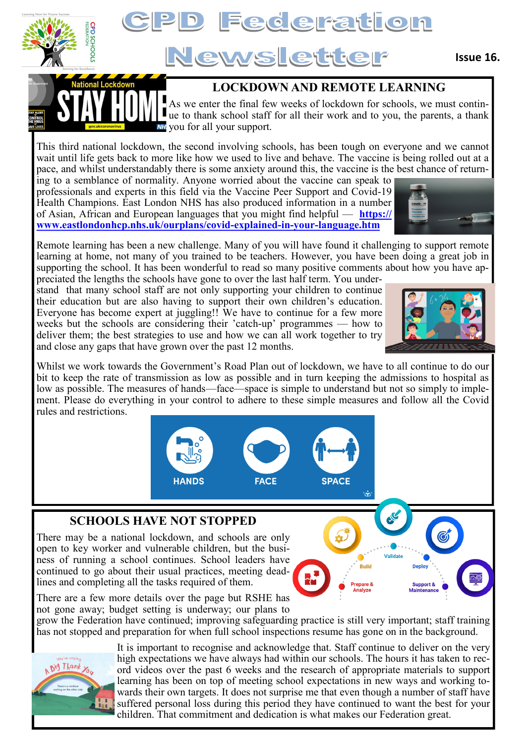# CPD Federation Newsletter

**Issue 16.**

## LOCKDOWN AND REMOTE LEARNING

As we enter the final few weeks of lockdown for schools, we must continue to thank school staff for all their work and to you, the parents, a thank you for all your support.

This third national lockdown, the second involving schools, has been tough on everyone and we cannot wait until life gets back to more like how we used to live and behave. The vaccine is being rolled out at a pace, and whilst understandably there is some anxiety around this, the vaccine is the best chance of returning to a semblance of normality. Anyone worried about the vaccine can speak to professionals and experts in this field via the Vaccine Peer Support and Covid-19 Health Champions. East London NHS has also produced information in a number of Asian, African and European languages that you might find helpful — **https://www.eastlondonhcp.nhs.uk/ourplans/covid-explained-in-your-language.htm**

Remote learning has been a new challenge. Many of you will have found it challenging to support remote learning at home, not many of you trained to be teachers. However, you have been doing a great job in supporting the school. It has been wonderful to read so many positive comments about how you have appreciated the lengths the schools have gone to over the last half term. You understand that many school staff are not only supporting your children to continue their education but are also having to support their own children's education. Everyone has become expert at juggling!! We have to continue for a few more weeks but the schools are considering their 'catch-up' programmes — how to deliver them; the best strategies to use and how we can all work together to try and close any gaps that have grown over the past 12 months.

Whilst we work towards the Government's Road Plan out of lockdown, we have to all continue to do our bit to keep the rate of transmission as low as possible and in turn keeping the admissions to hospital as low as possible. The measures of hands—face—space is simple to understand but not so simply to implement. Please do everything in your control to adhere to these simple measures and follow all the Covid rules and restrictions.

## SCHOOLS HAVE NOT STOPPED

There may be a national lockdown, and schools are only open to key worker and vulnerable children, but the business of running a school continues. School leaders have continued to go about their usual practices, meeting deadlines and completing all the tasks required of them.

There are a few more details over the page but RSHE has not gone away; budget setting is underway; our plans to grow the Federation have continued; improving safeguarding practice is still very important; staff training has not stopped and preparation for when full school inspections resume has gone on in the background.

It is important to recognise and acknowledge that. Staff continue to deliver on the very high expectations we have always had within our schools. The hours it has taken to record videos over the past 6 weeks and the research of appropriate materials to support learning has been on top of meeting school expectations in new ways and working towards their own targets. It does not surprise me that even though a number of staff have suffered personal loss during this period they have continued to want the best for your children. That commitment and dedication is what makes our Federation great.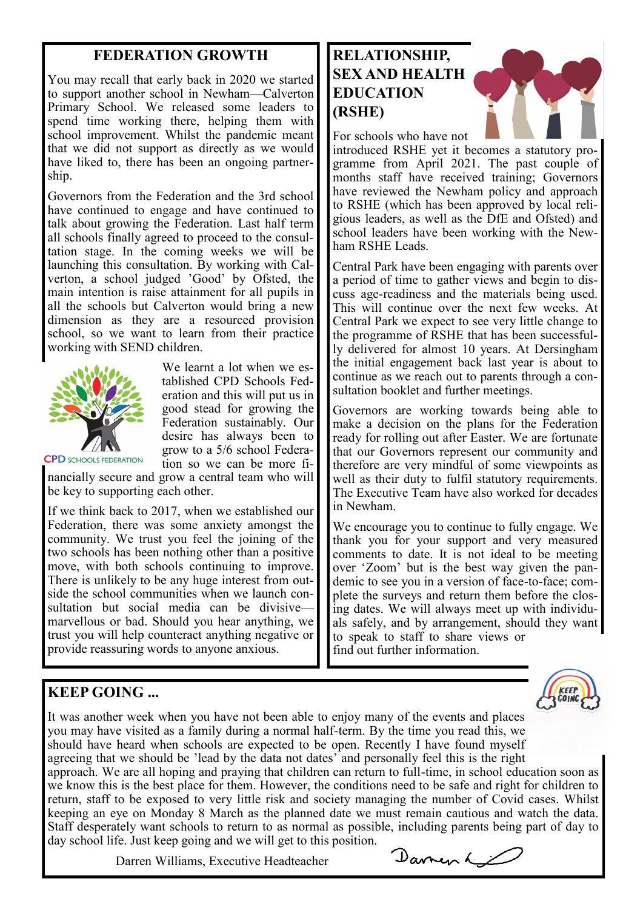## FEDERATION GROWTH

You may recall that early back in 2020 we started to support another school in Newham—Calverton Primary School. We released some leaders to spend time working there, helping them with school improvement. Whilst the pandemic meant that we did not support as directly as we would have liked to, there has been an ongoing partnership.

Governors from the Federation and the 3rd school have continued to engage and have continued to talk about growing the Federation. Last half term all schools finally agreed to proceed to the consultation stage. In the coming weeks we will be launching this consultation. By working with Calverton, a school judged 'Good' by Ofsted, the main intention is raise attainment for all pupils in all the schools but Calverton would bring a new dimension as they are a resourced provision school, so we want to learn from their practice working with SEND children.

CPD SCHOOLS FEDERATION

We learnt a lot when we established CPD Schools Federation and this will put us in good stead for growing the Federation sustainably. Our desire has always been to grow to a 5/6 school Federation so we can be more financially secure and grow a central team who will be key to supporting each other.

If we think back to 2017, when we established our Federation, there was some anxiety amongst the community. We trust you feel the joining of the two schools has been nothing other than a positive move, with both schools continuing to improve. There is unlikely to be any huge interest from outside the school communities when we launch consultation but social media can be divisive—marvellous or bad. Should you hear anything, we trust you will help counteract anything negative or provide reassuring words to anyone anxious.

## RELATIONSHIP, SEX AND HEALTH EDUCATION (RSHE)

For schools who have not introduced RSHE yet it becomes a statutory programme from April 2021. The past couple of months staff have received training; Governors have reviewed the Newham policy and approach to RSHE (which has been approved by local religious leaders, as well as the DfE and Ofsted) and school leaders have been working with the Newham RSHE Leads.

Central Park have been engaging with parents over a period of time to gather views and begin to discuss age-readiness and the materials being used. This will continue over the next few weeks. At Central Park we expect to see very little change to the programme of RSHE that has been successfully delivered for almost 10 years. At Dersingham the initial engagement back last year is about to continue as we reach out to parents through a consultation booklet and further meetings.

Governors are working towards being able to make a decision on the plans for the Federation ready for rolling out after Easter. We are fortunate that our Governors represent our community and therefore are very mindful of some viewpoints as well as their duty to fulfil statutory requirements. The Executive Team have also worked for decades in Newham.

We encourage you to continue to fully engage. We thank you for your support and very measured comments to date. It is not ideal to be meeting over 'Zoom' but is the best way given the pandemic to see you in a version of face-to-face; complete the surveys and return them before the closing dates. We will always meet up with individuals safely, and by arrangement, should they want to speak to staff to share views or find out further information.

## KEEP GOING ...

It was another week when you have not been able to enjoy many of the events and places you may have visited as a family during a normal half-term. By the time you read this, we should have heard when schools are expected to be open. Recently I have found myself agreeing that we should be 'lead by the data not dates' and personally feel this is the right approach. We are all hoping and praying that children can return to full-time, in school education soon as we know this is the best place for them. However, the conditions need to be safe and right for children to return, staff to be exposed to very little risk and society managing the number of Covid cases. Whilst keeping an eye on Monday 8 March as the planned date we must remain cautious and watch the data. Staff desperately want schools to return to as normal as possible, including parents being part of day to day school life. Just keep going and we will get to this position.

Darren Williams, Executive Headteacher